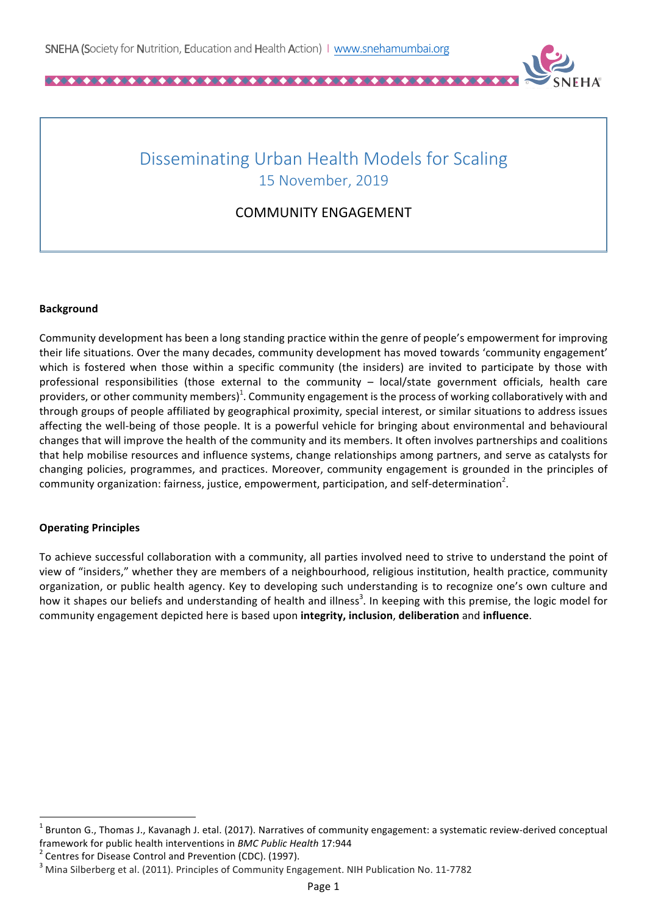# Disseminating Urban Health Models for Scaling

15 November, 2019

## COMMUNITY ENGAGEMENT

### Background

Community development has been a long standing practice within the genre of people's empowerment for improving their life situations. Over the many decades, community development has moved towards 'community engagement' which is fostered when those within a specific community (the insiders) are invited to participate by those with professional responsibilities (those external to the community – local/state government officials, health care providers, or other community members)[1]. Community engagement is the process of working collaboratively with and through groups of people affiliated by geographical proximity, special interest, or similar situations to address issues affecting the well-being of those people. It is a powerful vehicle for bringing about environmental and behavioural changes that will improve the health of the community and its members. It often involves partnerships and coalitions that help mobilise resources and influence systems, change relationships among partners, and serve as catalysts for changing policies, programmes, and practices. Moreover, community engagement is grounded in the principles of community organization: fairness, justice, empowerment, participation, and self-determination[2].

### Operating Principles

To achieve successful collaboration with a community, all parties involved need to strive to understand the point of view of "insiders," whether they are members of a neighbourhood, religious institution, health practice, community organization, or public health agency. Key to developing such understanding is to recognize one's own culture and how it shapes our beliefs and understanding of health and illness[3]. In keeping with this premise, the logic model for community engagement depicted here is based upon **integrity, inclusion**, **deliberation** and **influence**.

---

[1] Brunton G., Thomas J., Kavanagh J. etal. (2017). Narratives of community engagement: a systematic review-derived conceptual framework for public health interventions in *BMC Public Health* 17:944

[2] Centres for Disease Control and Prevention (CDC). (1997).

[3] Mina Silberberg et al. (2011). Principles of Community Engagement. NIH Publication No. 11-7782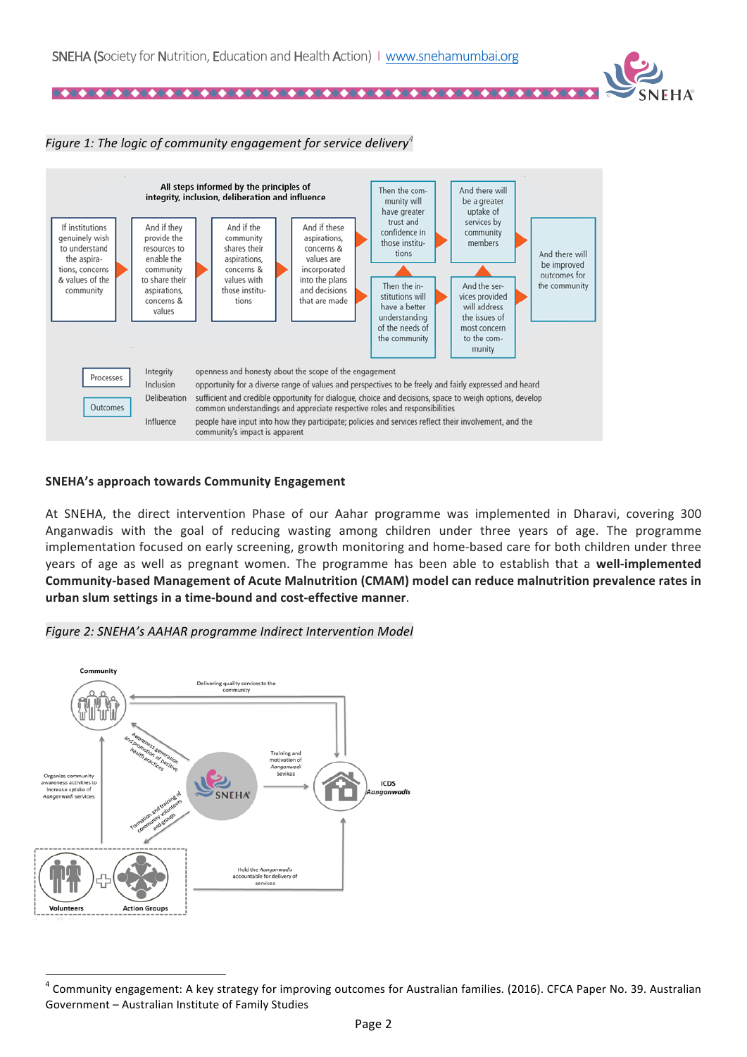*Figure 1: The logic of community engagement for service delivery*[4]

All steps informed by the principles of integrity, inclusion, deliberation and influence

If institutions genuinely wish to understand the aspirations, concerns & values of the community → And if they provide the resources to enable the community to share their aspirations, concerns & values → And if the community shares their aspirations, concerns & values with those institutions → And if these aspirations, concerns & values are incorporated into the plans and decisions that are made → Then the institutions will have a better understanding of the needs of the community / Then the community will have greater trust and confidence in those institutions → And the services provided will address the issues of most concern to the community / And there will be a greater uptake of services by community members → And there will be improved outcomes for the community

Processes | Outcomes

| | |
|---|---|
| Integrity | openness and honesty about the scope of the engagement |
| Inclusion | opportunity for a diverse range of values and perspectives to be freely and fairly expressed and heard |
| Deliberation | sufficient and credible opportunity for dialogue, choice and decisions, space to weigh options, develop common understandings and appreciate respective roles and responsibilities |
| Influence | people have input into how they participate; policies and services reflect their involvement, and the community's impact is apparent |

**SNEHA's approach towards Community Engagement**

At SNEHA, the direct intervention Phase of our Aahar programme was implemented in Dharavi, covering 300 Anganwadis with the goal of reducing wasting among children under three years of age. The programme implementation focused on early screening, growth monitoring and home-based care for both children under three years of age as well as pregnant women. The programme has been able to establish that a **well-implemented Community-based Management of Acute Malnutrition (CMAM) model can reduce malnutrition prevalence rates in urban slum settings in a time-bound and cost-effective manner**.

*Figure 2: SNEHA's AAHAR programme Indirect Intervention Model*

Community; Delivering quality services to the community; Awareness generation and promotion of positive health practices; Training and motivation of *Aanganwadi Sevikas*; ICDS *Aanganwadis*; Organize community awareness activities to increase uptake of *Aanganwadi* services; Formation and training of community volunteers and groups; Hold the *Aanganwadis* accountable for delivery of services; Volunteers + Action Groups

---

[4] Community engagement: A key strategy for improving outcomes for Australian families. (2016). CFCA Paper No. 39. Australian Government – Australian Institute of Family Studies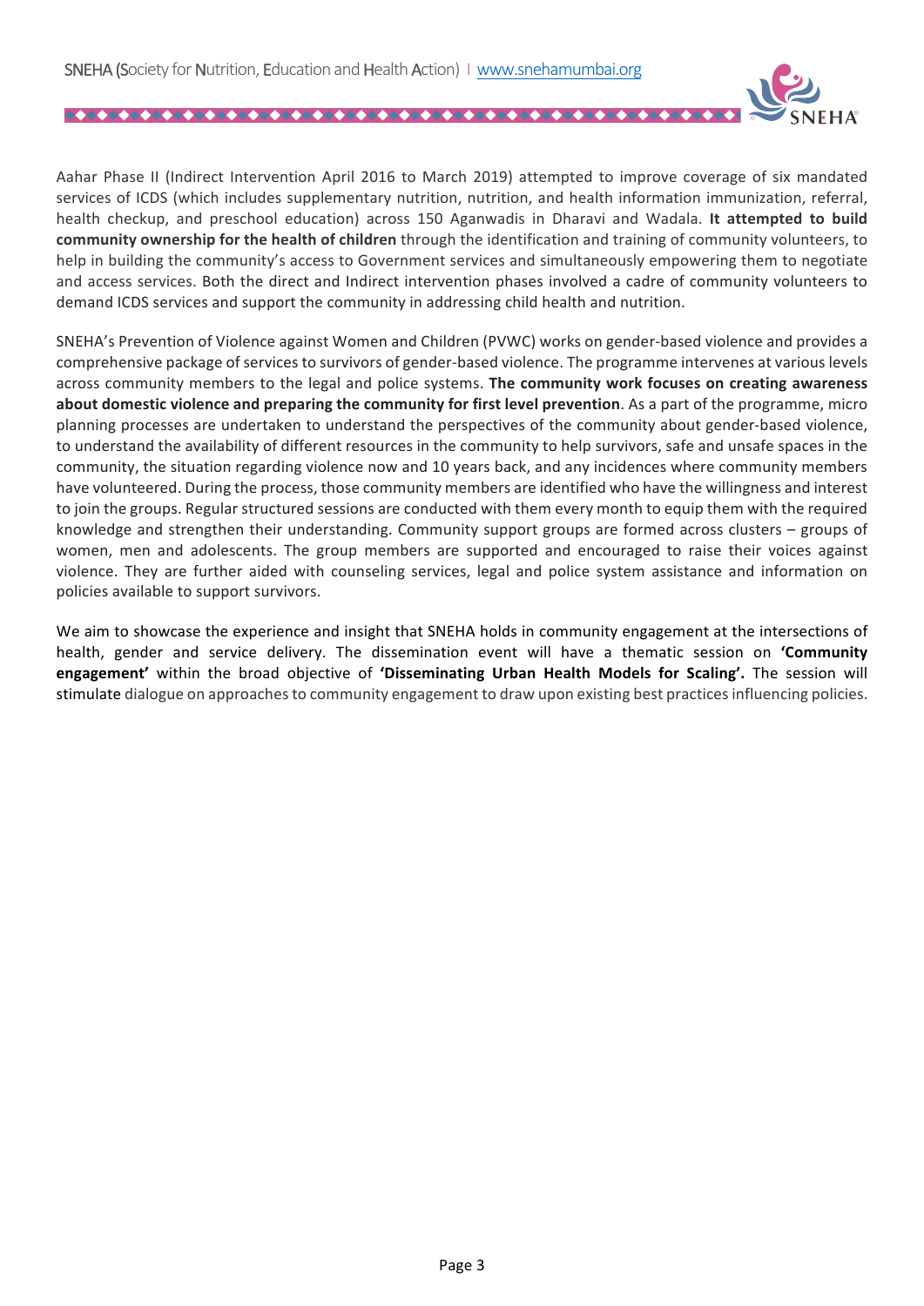Aahar Phase II (Indirect Intervention April 2016 to March 2019) attempted to improve coverage of six mandated services of ICDS (which includes supplementary nutrition, nutrition, and health information immunization, referral, health checkup, and preschool education) across 150 Aganwadis in Dharavi and Wadala. **It attempted to build community ownership for the health of children** through the identification and training of community volunteers, to help in building the community's access to Government services and simultaneously empowering them to negotiate and access services. Both the direct and Indirect intervention phases involved a cadre of community volunteers to demand ICDS services and support the community in addressing child health and nutrition.

SNEHA's Prevention of Violence against Women and Children (PVWC) works on gender-based violence and provides a comprehensive package of services to survivors of gender-based violence. The programme intervenes at various levels across community members to the legal and police systems. **The community work focuses on creating awareness about domestic violence and preparing the community for first level prevention**. As a part of the programme, micro planning processes are undertaken to understand the perspectives of the community about gender-based violence, to understand the availability of different resources in the community to help survivors, safe and unsafe spaces in the community, the situation regarding violence now and 10 years back, and any incidences where community members have volunteered. During the process, those community members are identified who have the willingness and interest to join the groups. Regular structured sessions are conducted with them every month to equip them with the required knowledge and strengthen their understanding. Community support groups are formed across clusters – groups of women, men and adolescents. The group members are supported and encouraged to raise their voices against violence. They are further aided with counseling services, legal and police system assistance and information on policies available to support survivors.

We aim to showcase the experience and insight that SNEHA holds in community engagement at the intersections of health, gender and service delivery. The dissemination event will have a thematic session on **'Community engagement'** within the broad objective of **'Disseminating Urban Health Models for Scaling'.** The session will stimulate dialogue on approaches to community engagement to draw upon existing best practices influencing policies.